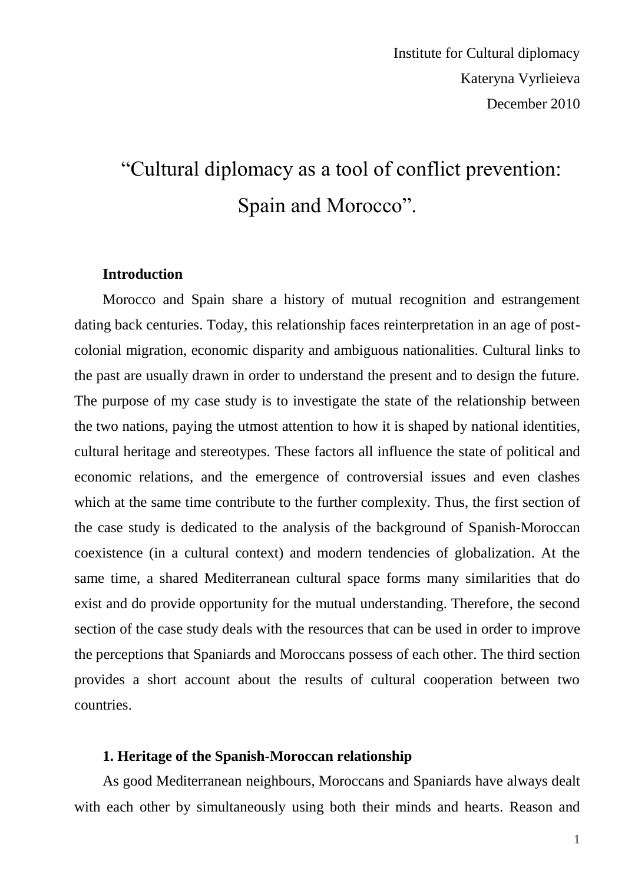Institute for Cultural diplomacy

Kateryna Vyrlieieva

December 2010

# "Cultural diplomacy as a tool of conflict prevention: Spain and Morocco".

**Introduction**

Morocco and Spain share a history of mutual recognition and estrangement dating back centuries. Today, this relationship faces reinterpretation in an age of post-colonial migration, economic disparity and ambiguous nationalities. Cultural links to the past are usually drawn in order to understand the present and to design the future. The purpose of my case study is to investigate the state of the relationship between the two nations, paying the utmost attention to how it is shaped by national identities, cultural heritage and stereotypes. These factors all influence the state of political and economic relations, and the emergence of controversial issues and even clashes which at the same time contribute to the further complexity. Thus, the first section of the case study is dedicated to the analysis of the background of Spanish-Moroccan coexistence (in a cultural context) and modern tendencies of globalization. At the same time, a shared Mediterranean cultural space forms many similarities that do exist and do provide opportunity for the mutual understanding. Therefore, the second section of the case study deals with the resources that can be used in order to improve the perceptions that Spaniards and Moroccans possess of each other. The third section provides a short account about the results of cultural cooperation between two countries.

**1. Heritage of the Spanish-Moroccan relationship**

As good Mediterranean neighbours, Moroccans and Spaniards have always dealt with each other by simultaneously using both their minds and hearts. Reason and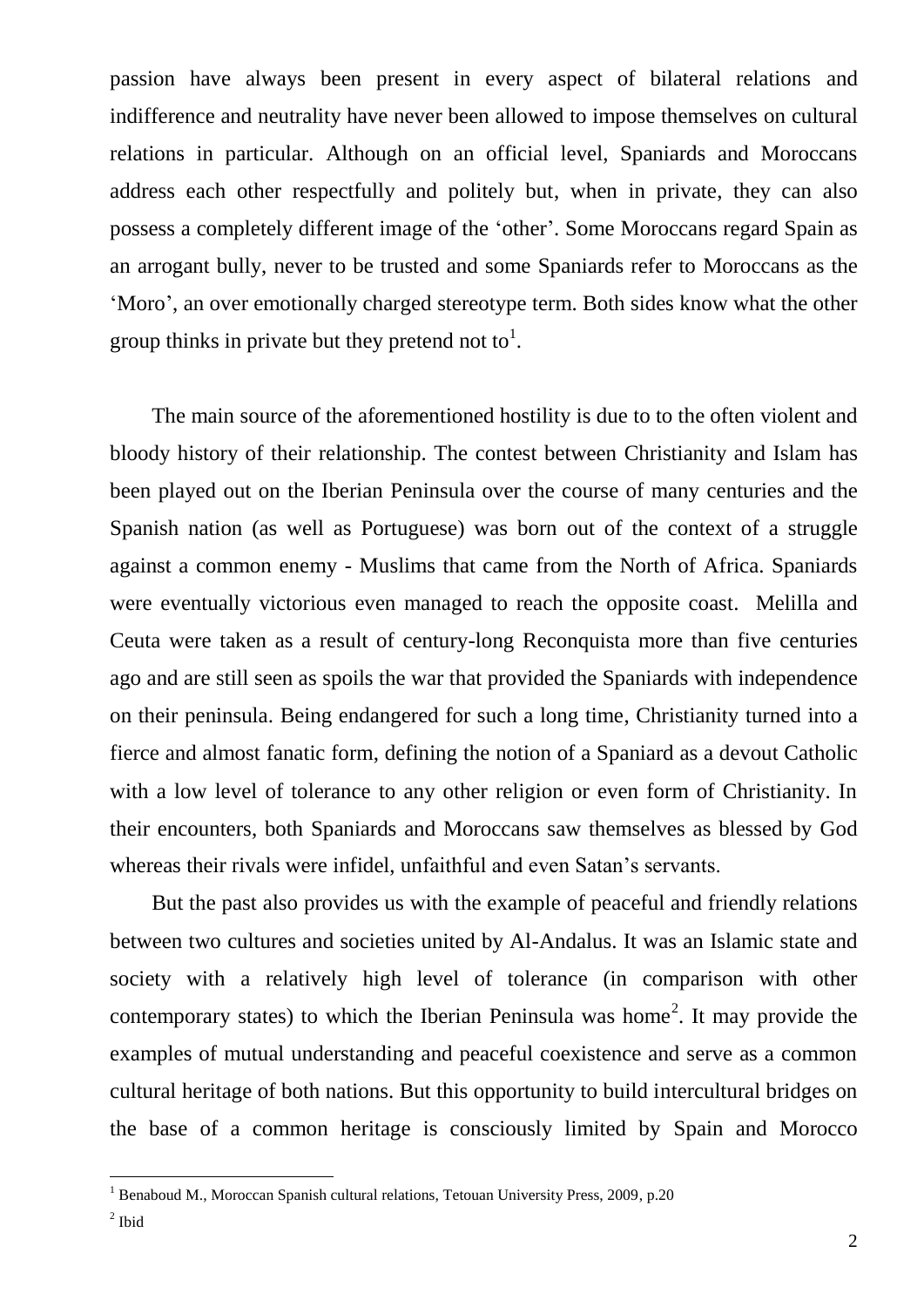passion have always been present in every aspect of bilateral relations and indifference and neutrality have never been allowed to impose themselves on cultural relations in particular. Although on an official level, Spaniards and Moroccans address each other respectfully and politely but, when in private, they can also possess a completely different image of the 'other'. Some Moroccans regard Spain as an arrogant bully, never to be trusted and some Spaniards refer to Moroccans as the 'Moro', an over emotionally charged stereotype term. Both sides know what the other group thinks in private but they pretend not to[1].

The main source of the aforementioned hostility is due to to the often violent and bloody history of their relationship. The contest between Christianity and Islam has been played out on the Iberian Peninsula over the course of many centuries and the Spanish nation (as well as Portuguese) was born out of the context of a struggle against a common enemy - Muslims that came from the North of Africa. Spaniards were eventually victorious even managed to reach the opposite coast. Melilla and Ceuta were taken as a result of century-long Reconquista more than five centuries ago and are still seen as spoils the war that provided the Spaniards with independence on their peninsula. Being endangered for such a long time, Christianity turned into a fierce and almost fanatic form, defining the notion of a Spaniard as a devout Catholic with a low level of tolerance to any other religion or even form of Christianity. In their encounters, both Spaniards and Moroccans saw themselves as blessed by God whereas their rivals were infidel, unfaithful and even Satan's servants.

But the past also provides us with the example of peaceful and friendly relations between two cultures and societies united by Al-Andalus. It was an Islamic state and society with a relatively high level of tolerance (in comparison with other contemporary states) to which the Iberian Peninsula was home[2]. It may provide the examples of mutual understanding and peaceful coexistence and serve as a common cultural heritage of both nations. But this opportunity to build intercultural bridges on the base of a common heritage is consciously limited by Spain and Morocco

---

[1] Benaboud M., Moroccan Spanish cultural relations, Tetouan University Press, 2009, p.20

[2] Ibid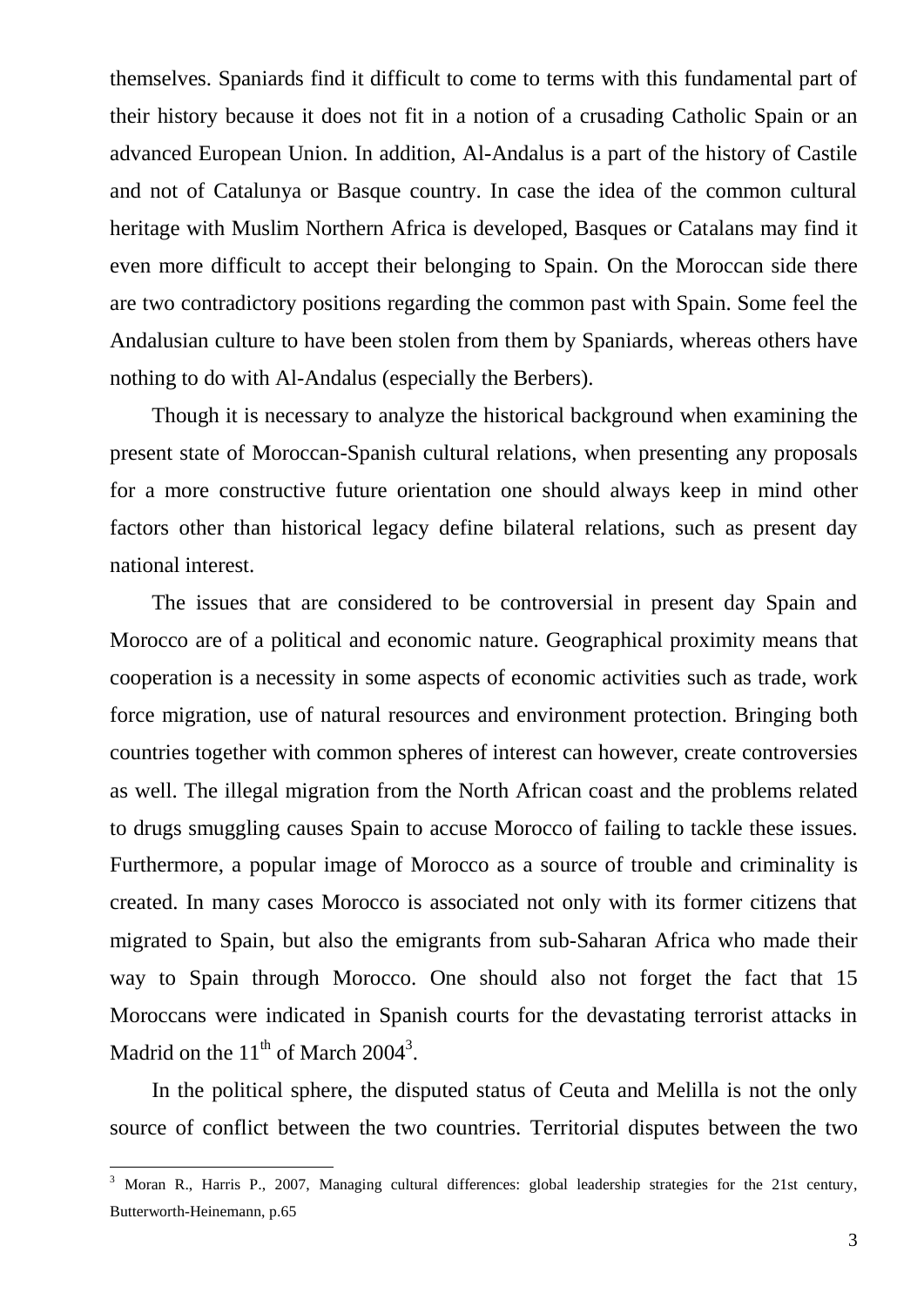themselves. Spaniards find it difficult to come to terms with this fundamental part of their history because it does not fit in a notion of a crusading Catholic Spain or an advanced European Union. In addition, Al-Andalus is a part of the history of Castile and not of Catalunya or Basque country. In case the idea of the common cultural heritage with Muslim Northern Africa is developed, Basques or Catalans may find it even more difficult to accept their belonging to Spain. On the Moroccan side there are two contradictory positions regarding the common past with Spain. Some feel the Andalusian culture to have been stolen from them by Spaniards, whereas others have nothing to do with Al-Andalus (especially the Berbers).

Though it is necessary to analyze the historical background when examining the present state of Moroccan-Spanish cultural relations, when presenting any proposals for a more constructive future orientation one should always keep in mind other factors other than historical legacy define bilateral relations, such as present day national interest.

The issues that are considered to be controversial in present day Spain and Morocco are of a political and economic nature. Geographical proximity means that cooperation is a necessity in some aspects of economic activities such as trade, work force migration, use of natural resources and environment protection. Bringing both countries together with common spheres of interest can however, create controversies as well. The illegal migration from the North African coast and the problems related to drugs smuggling causes Spain to accuse Morocco of failing to tackle these issues. Furthermore, a popular image of Morocco as a source of trouble and criminality is created. In many cases Morocco is associated not only with its former citizens that migrated to Spain, but also the emigrants from sub-Saharan Africa who made their way to Spain through Morocco. One should also not forget the fact that 15 Moroccans were indicated in Spanish courts for the devastating terrorist attacks in Madrid on the 11th of March 2004[3].

In the political sphere, the disputed status of Ceuta and Melilla is not the only source of conflict between the two countries. Territorial disputes between the two

[3] Moran R., Harris P., 2007, Managing cultural differences: global leadership strategies for the 21st century, Butterworth-Heinemann, p.65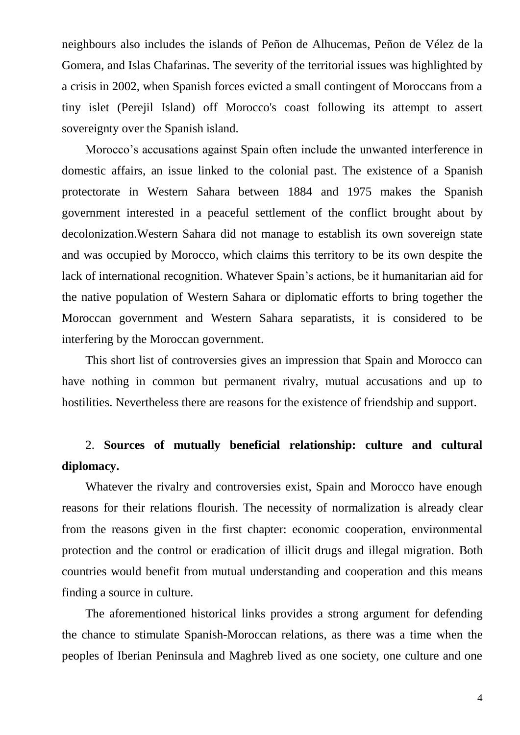neighbours also includes the islands of Peñon de Alhucemas, Peñon de Vélez de la Gomera, and Islas Chafarinas. The severity of the territorial issues was highlighted by a crisis in 2002, when Spanish forces evicted a small contingent of Moroccans from a tiny islet (Perejil Island) off Morocco's coast following its attempt to assert sovereignty over the Spanish island.

Morocco's accusations against Spain often include the unwanted interference in domestic affairs, an issue linked to the colonial past. The existence of a Spanish protectorate in Western Sahara between 1884 and 1975 makes the Spanish government interested in a peaceful settlement of the conflict brought about by decolonization.Western Sahara did not manage to establish its own sovereign state and was occupied by Morocco, which claims this territory to be its own despite the lack of international recognition. Whatever Spain's actions, be it humanitarian aid for the native population of Western Sahara or diplomatic efforts to bring together the Moroccan government and Western Sahara separatists, it is considered to be interfering by the Moroccan government.

This short list of controversies gives an impression that Spain and Morocco can have nothing in common but permanent rivalry, mutual accusations and up to hostilities. Nevertheless there are reasons for the existence of friendship and support.

## 2. **Sources of mutually beneficial relationship: culture and cultural diplomacy.**

Whatever the rivalry and controversies exist, Spain and Morocco have enough reasons for their relations flourish. The necessity of normalization is already clear from the reasons given in the first chapter: economic cooperation, environmental protection and the control or eradication of illicit drugs and illegal migration. Both countries would benefit from mutual understanding and cooperation and this means finding a source in culture.

The aforementioned historical links provides a strong argument for defending the chance to stimulate Spanish-Moroccan relations, as there was a time when the peoples of Iberian Peninsula and Maghreb lived as one society, one culture and one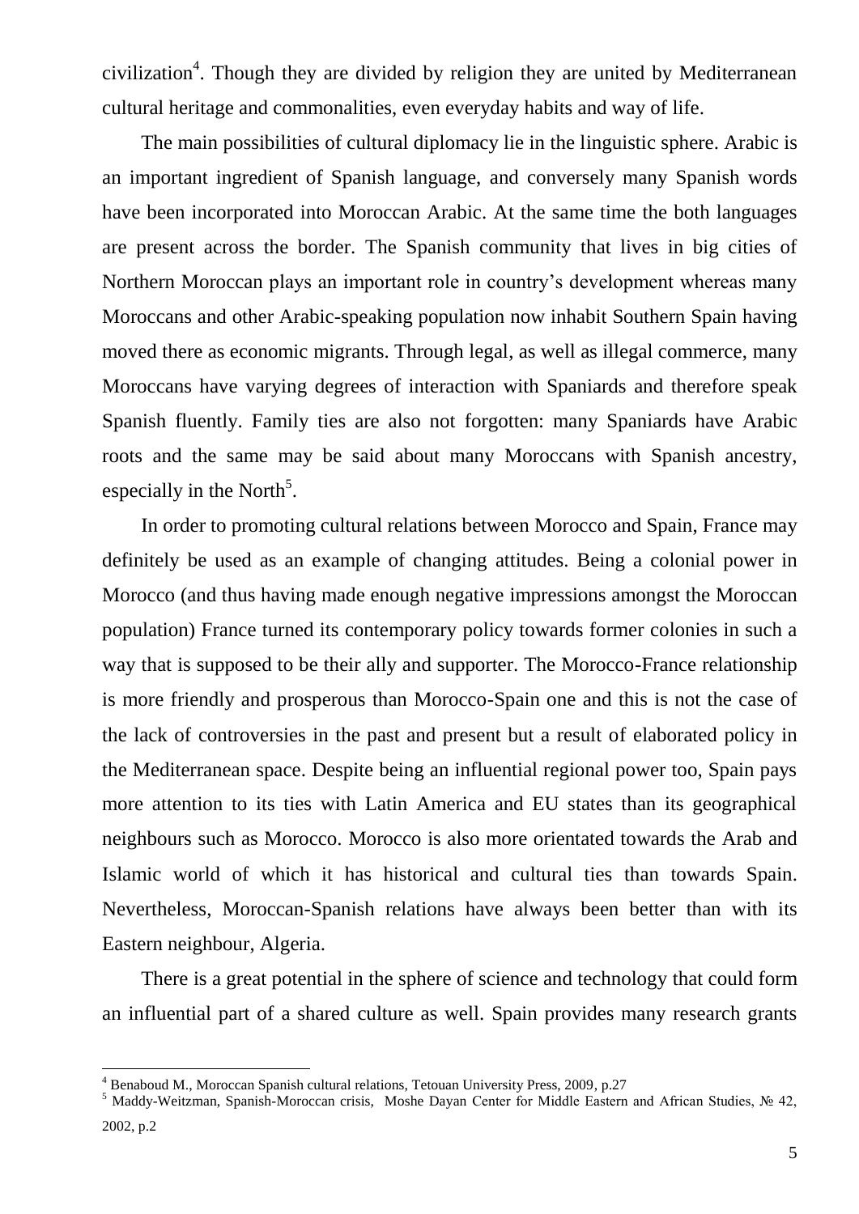civilization[4]. Though they are divided by religion they are united by Mediterranean cultural heritage and commonalities, even everyday habits and way of life.

The main possibilities of cultural diplomacy lie in the linguistic sphere. Arabic is an important ingredient of Spanish language, and conversely many Spanish words have been incorporated into Moroccan Arabic. At the same time the both languages are present across the border. The Spanish community that lives in big cities of Northern Moroccan plays an important role in country's development whereas many Moroccans and other Arabic-speaking population now inhabit Southern Spain having moved there as economic migrants. Through legal, as well as illegal commerce, many Moroccans have varying degrees of interaction with Spaniards and therefore speak Spanish fluently. Family ties are also not forgotten: many Spaniards have Arabic roots and the same may be said about many Moroccans with Spanish ancestry, especially in the North[5].

In order to promoting cultural relations between Morocco and Spain, France may definitely be used as an example of changing attitudes. Being a colonial power in Morocco (and thus having made enough negative impressions amongst the Moroccan population) France turned its contemporary policy towards former colonies in such a way that is supposed to be their ally and supporter. The Morocco-France relationship is more friendly and prosperous than Morocco-Spain one and this is not the case of the lack of controversies in the past and present but a result of elaborated policy in the Mediterranean space. Despite being an influential regional power too, Spain pays more attention to its ties with Latin America and EU states than its geographical neighbours such as Morocco. Morocco is also more orientated towards the Arab and Islamic world of which it has historical and cultural ties than towards Spain. Nevertheless, Moroccan-Spanish relations have always been better than with its Eastern neighbour, Algeria.

There is a great potential in the sphere of science and technology that could form an influential part of a shared culture as well. Spain provides many research grants

---

[4] Benaboud M., Moroccan Spanish cultural relations, Tetouan University Press, 2009, p.27

[5] Maddy-Weitzman, Spanish-Moroccan crisis, Moshe Dayan Center for Middle Eastern and African Studies, № 42, 2002, p.2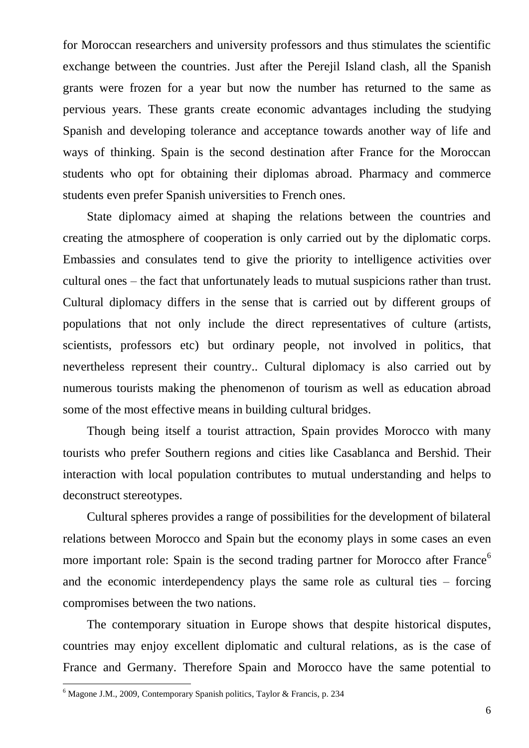for Moroccan researchers and university professors and thus stimulates the scientific exchange between the countries. Just after the Perejil Island clash, all the Spanish grants were frozen for a year but now the number has returned to the same as pervious years. These grants create economic advantages including the studying Spanish and developing tolerance and acceptance towards another way of life and ways of thinking. Spain is the second destination after France for the Moroccan students who opt for obtaining their diplomas abroad. Pharmacy and commerce students even prefer Spanish universities to French ones.

State diplomacy aimed at shaping the relations between the countries and creating the atmosphere of cooperation is only carried out by the diplomatic corps. Embassies and consulates tend to give the priority to intelligence activities over cultural ones – the fact that unfortunately leads to mutual suspicions rather than trust. Cultural diplomacy differs in the sense that is carried out by different groups of populations that not only include the direct representatives of culture (artists, scientists, professors etc) but ordinary people, not involved in politics, that nevertheless represent their country.. Cultural diplomacy is also carried out by numerous tourists making the phenomenon of tourism as well as education abroad some of the most effective means in building cultural bridges.

Though being itself a tourist attraction, Spain provides Morocco with many tourists who prefer Southern regions and cities like Casablanca and Bershid. Their interaction with local population contributes to mutual understanding and helps to deconstruct stereotypes.

Cultural spheres provides a range of possibilities for the development of bilateral relations between Morocco and Spain but the economy plays in some cases an even more important role: Spain is the second trading partner for Morocco after France[6] and the economic interdependency plays the same role as cultural ties – forcing compromises between the two nations.

The contemporary situation in Europe shows that despite historical disputes, countries may enjoy excellent diplomatic and cultural relations, as is the case of France and Germany. Therefore Spain and Morocco have the same potential to

---

[6] Magone J.M., 2009, Contemporary Spanish politics, Taylor & Francis, p. 234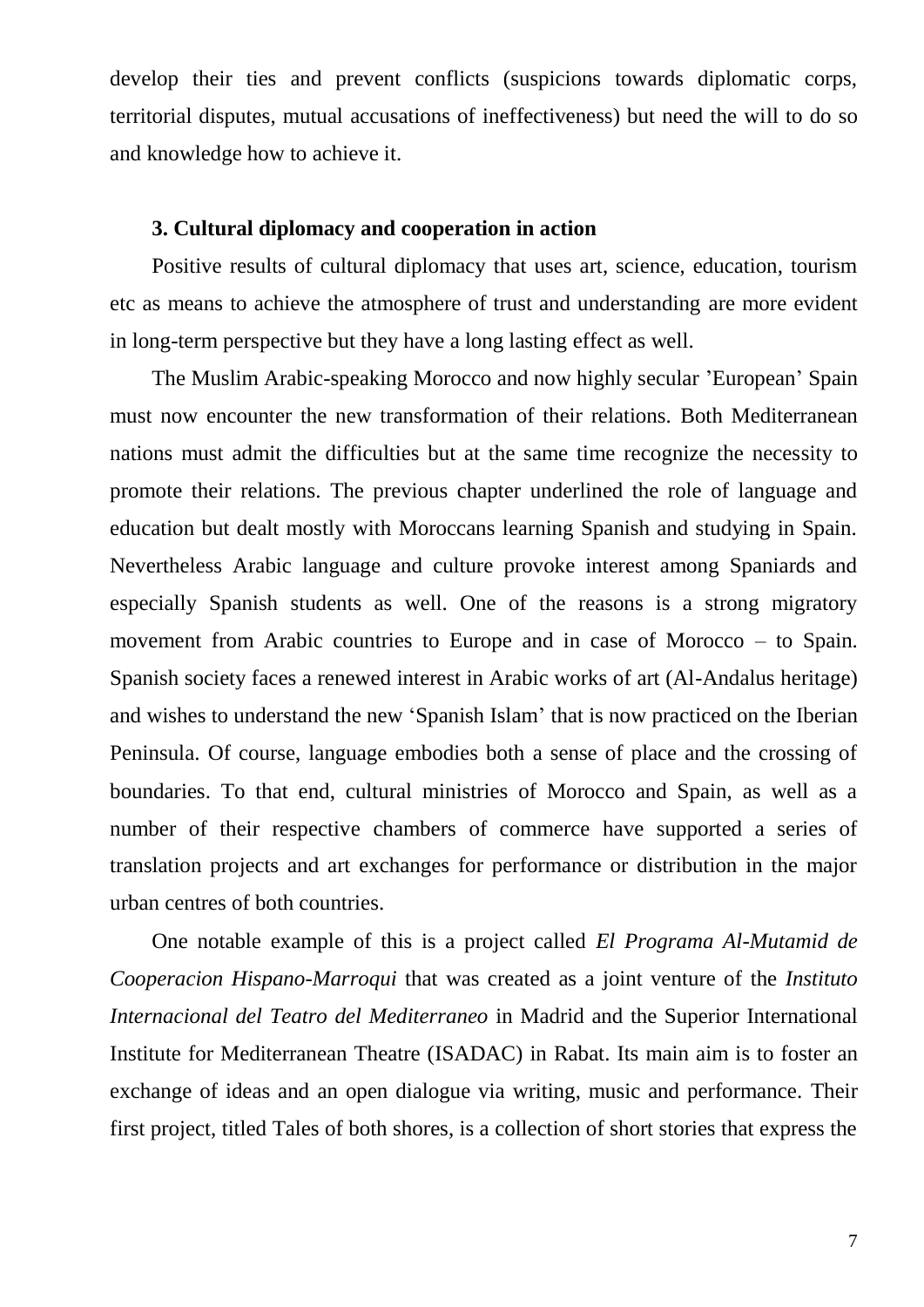develop their ties and prevent conflicts (suspicions towards diplomatic corps, territorial disputes, mutual accusations of ineffectiveness) but need the will to do so and knowledge how to achieve it.

### 3. Cultural diplomacy and cooperation in action

Positive results of cultural diplomacy that uses art, science, education, tourism etc as means to achieve the atmosphere of trust and understanding are more evident in long-term perspective but they have a long lasting effect as well.

The Muslim Arabic-speaking Morocco and now highly secular 'European' Spain must now encounter the new transformation of their relations. Both Mediterranean nations must admit the difficulties but at the same time recognize the necessity to promote their relations. The previous chapter underlined the role of language and education but dealt mostly with Moroccans learning Spanish and studying in Spain. Nevertheless Arabic language and culture provoke interest among Spaniards and especially Spanish students as well. One of the reasons is a strong migratory movement from Arabic countries to Europe and in case of Morocco – to Spain. Spanish society faces a renewed interest in Arabic works of art (Al-Andalus heritage) and wishes to understand the new 'Spanish Islam' that is now practiced on the Iberian Peninsula. Of course, language embodies both a sense of place and the crossing of boundaries. To that end, cultural ministries of Morocco and Spain, as well as a number of their respective chambers of commerce have supported a series of translation projects and art exchanges for performance or distribution in the major urban centres of both countries.

One notable example of this is a project called *El Programa Al-Mutamid de Cooperacion Hispano-Marroqui* that was created as a joint venture of the *Instituto Internacional del Teatro del Mediterraneo* in Madrid and the Superior International Institute for Mediterranean Theatre (ISADAC) in Rabat. Its main aim is to foster an exchange of ideas and an open dialogue via writing, music and performance. Their first project, titled Tales of both shores, is a collection of short stories that express the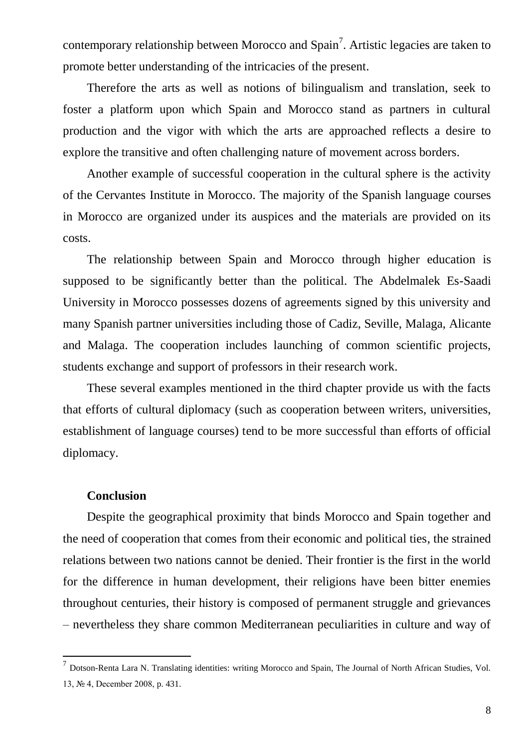contemporary relationship between Morocco and Spain[7]. Artistic legacies are taken to promote better understanding of the intricacies of the present.

Therefore the arts as well as notions of bilingualism and translation, seek to foster a platform upon which Spain and Morocco stand as partners in cultural production and the vigor with which the arts are approached reflects a desire to explore the transitive and often challenging nature of movement across borders.

Another example of successful cooperation in the cultural sphere is the activity of the Cervantes Institute in Morocco. The majority of the Spanish language courses in Morocco are organized under its auspices and the materials are provided on its costs.

The relationship between Spain and Morocco through higher education is supposed to be significantly better than the political. The Abdelmalek Es-Saadi University in Morocco possesses dozens of agreements signed by this university and many Spanish partner universities including those of Cadiz, Seville, Malaga, Alicante and Malaga. The cooperation includes launching of common scientific projects, students exchange and support of professors in their research work.

These several examples mentioned in the third chapter provide us with the facts that efforts of cultural diplomacy (such as cooperation between writers, universities, establishment of language courses) tend to be more successful than efforts of official diplomacy.

**Conclusion**

Despite the geographical proximity that binds Morocco and Spain together and the need of cooperation that comes from their economic and political ties, the strained relations between two nations cannot be denied. Their frontier is the first in the world for the difference in human development, their religions have been bitter enemies throughout centuries, their history is composed of permanent struggle and grievances – nevertheless they share common Mediterranean peculiarities in culture and way of

---

[7] Dotson-Renta Lara N. Translating identities: writing Morocco and Spain, The Journal of North African Studies, Vol. 13, № 4, December 2008, p. 431.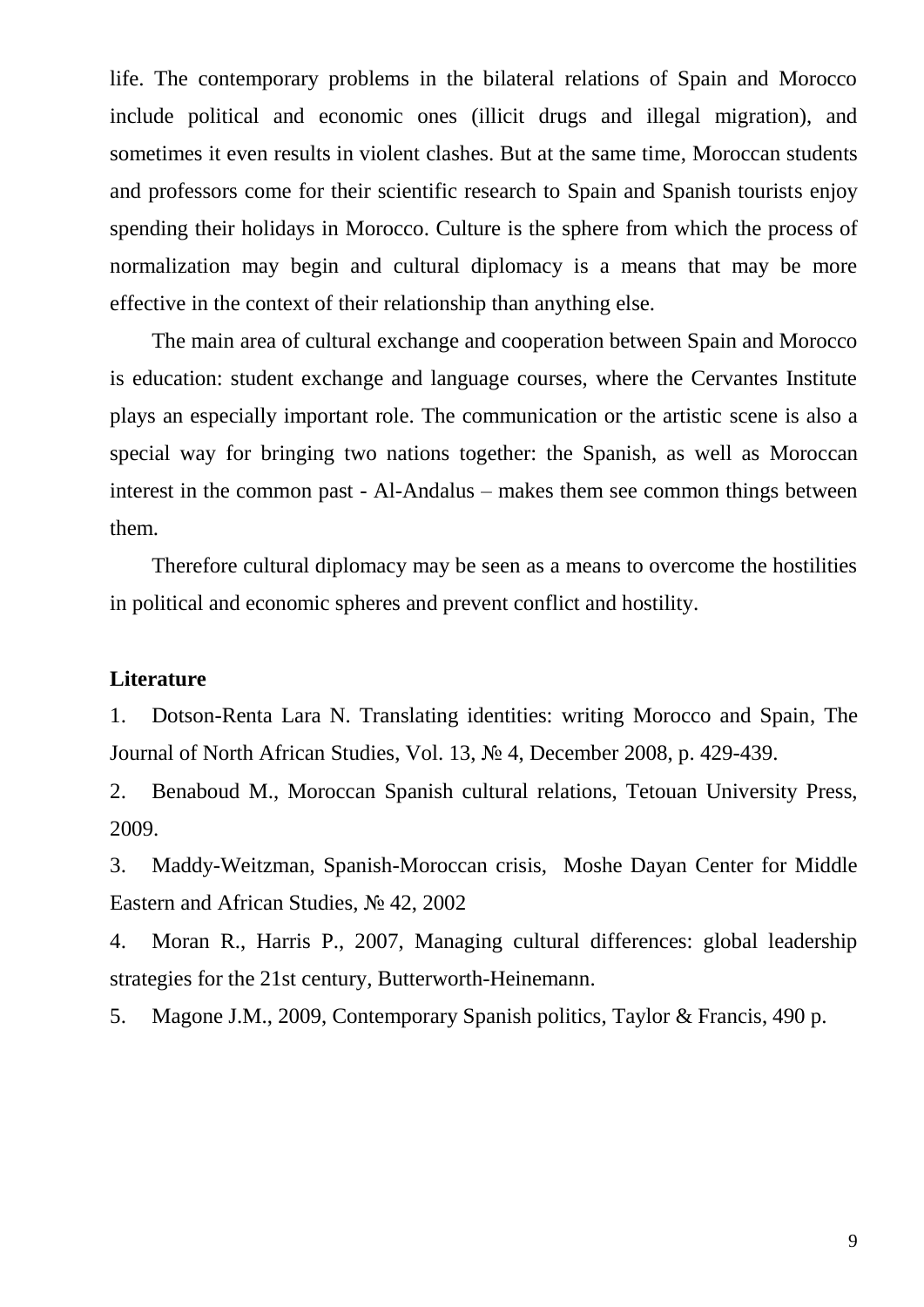life. The contemporary problems in the bilateral relations of Spain and Morocco include political and economic ones (illicit drugs and illegal migration), and sometimes it even results in violent clashes. But at the same time, Moroccan students and professors come for their scientific research to Spain and Spanish tourists enjoy spending their holidays in Morocco. Culture is the sphere from which the process of normalization may begin and cultural diplomacy is a means that may be more effective in the context of their relationship than anything else.

The main area of cultural exchange and cooperation between Spain and Morocco is education: student exchange and language courses, where the Cervantes Institute plays an especially important role. The communication or the artistic scene is also a special way for bringing two nations together: the Spanish, as well as Moroccan interest in the common past - Al-Andalus – makes them see common things between them.

Therefore cultural diplomacy may be seen as a means to overcome the hostilities in political and economic spheres and prevent conflict and hostility.

**Literature**

1. Dotson-Renta Lara N. Translating identities: writing Morocco and Spain, The Journal of North African Studies, Vol. 13, № 4, December 2008, p. 429-439.
2. Benaboud M., Moroccan Spanish cultural relations, Tetouan University Press, 2009.
3. Maddy-Weitzman, Spanish-Moroccan crisis, Moshe Dayan Center for Middle Eastern and African Studies, № 42, 2002
4. Moran R., Harris P., 2007, Managing cultural differences: global leadership strategies for the 21st century, Butterworth-Heinemann.
5. Magone J.M., 2009, Contemporary Spanish politics, Taylor & Francis, 490 p.